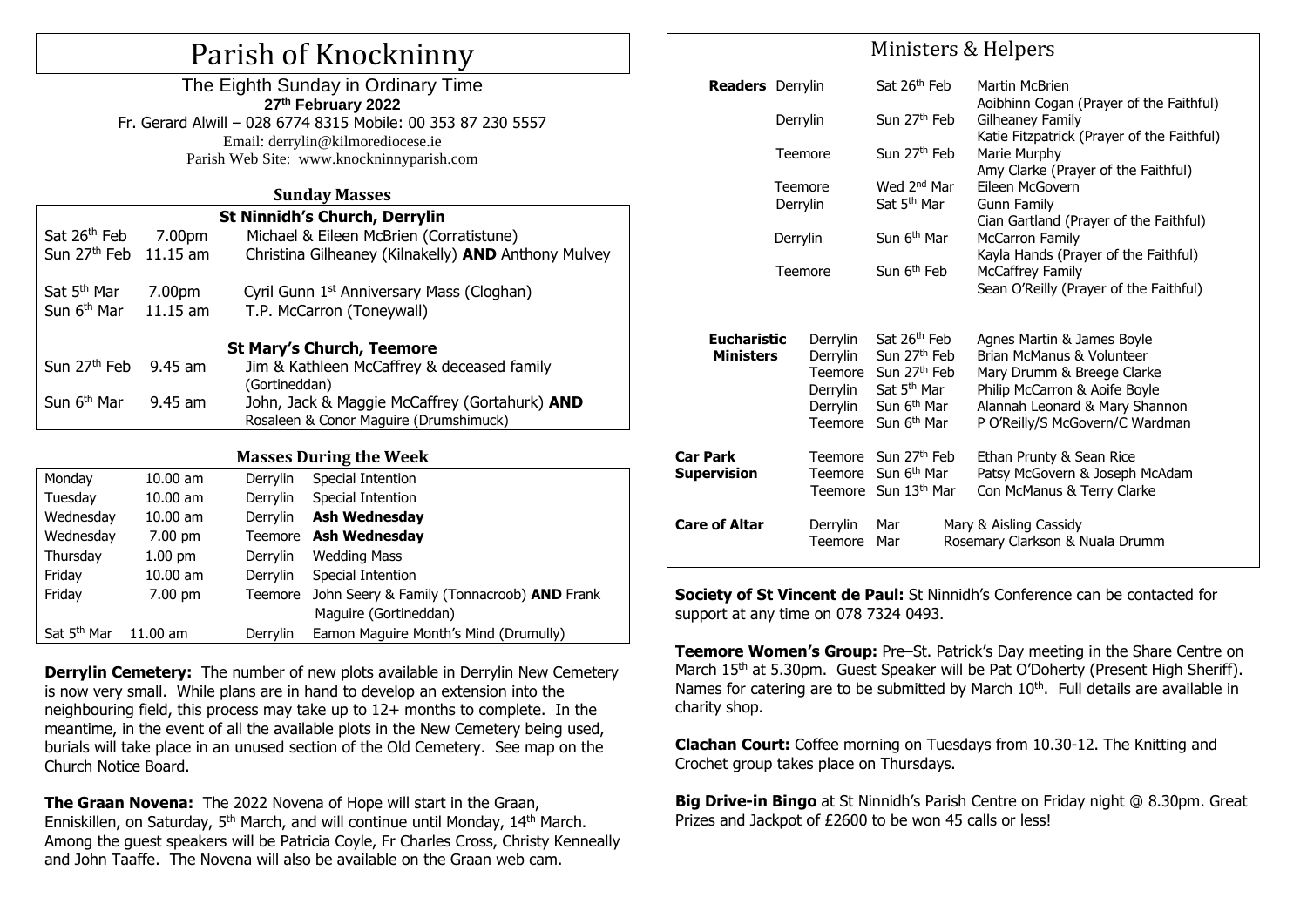# Parish of Knockninny

The Eighth Sunday in Ordinary Time

**27th February 2022**

Fr. Gerard Alwill – 028 6774 8315 Mobile: 00 353 87 230 5557

Email: derrylin@kilmorediocese.ie

Parish Web Site: www.knockninnyparish.com

## Sunday Masses

**St Ninnidh's Church, Derrylin**

| | | |
|---|---|---|
| Sat 26th Feb | 7.00pm | Michael & Eileen McBrien (Corratistune) |
| Sun 27th Feb | 11.15 am | Christina Gilheaney (Kilnakelly) **AND** Anthony Mulvey |
| Sat 5th Mar | 7.00pm | Cyril Gunn 1st Anniversary Mass (Cloghan) |
| Sun 6th Mar | 11.15 am | T.P. McCarron (Toneywall) |

**St Mary's Church, Teemore**

| | | |
|---|---|---|
| Sun 27th Feb | 9.45 am | Jim & Kathleen McCaffrey & deceased family (Gortineddan) |
| Sun 6th Mar | 9.45 am | John, Jack & Maggie McCaffrey (Gortahurk) **AND** Rosaleen & Conor Maguire (Drumshimuck) |

## Masses During the Week

| | | | |
|---|---|---|---|
| Monday | 10.00 am | Derrylin | Special Intention |
| Tuesday | 10.00 am | Derrylin | Special Intention |
| Wednesday | 10.00 am | Derrylin | **Ash Wednesday** |
| Wednesday | 7.00 pm | Teemore | **Ash Wednesday** |
| Thursday | 1.00 pm | Derrylin | Wedding Mass |
| Friday | 10.00 am | Derrylin | Special Intention |
| Friday | 7.00 pm | Teemore | John Seery & Family (Tonnacroob) **AND** Frank Maguire (Gortineddan) |
| Sat 5th Mar | 11.00 am | Derrylin | Eamon Maguire Month's Mind (Drumully) |

**Derrylin Cemetery:** The number of new plots available in Derrylin New Cemetery is now very small. While plans are in hand to develop an extension into the neighbouring field, this process may take up to 12+ months to complete. In the meantime, in the event of all the available plots in the New Cemetery being used, burials will take place in an unused section of the Old Cemetery. See map on the Church Notice Board.

**The Graan Novena:** The 2022 Novena of Hope will start in the Graan, Enniskillen, on Saturday, 5th March, and will continue until Monday, 14th March. Among the guest speakers will be Patricia Coyle, Fr Charles Cross, Christy Kenneally and John Taaffe. The Novena will also be available on the Graan web cam.

## Ministers & Helpers

| | | | |
|---|---|---|---|
| **Readers** | Derrylin | Sat 26th Feb | Martin McBrien<br>Aoibhinn Cogan (Prayer of the Faithful) |
| | Derrylin | Sun 27th Feb | Gilheaney Family<br>Katie Fitzpatrick (Prayer of the Faithful) |
| | Teemore | Sun 27th Feb | Marie Murphy<br>Amy Clarke (Prayer of the Faithful) |
| | Teemore | Wed 2nd Mar | Eileen McGovern |
| | Derrylin | Sat 5th Mar | Gunn Family<br>Cian Gartland (Prayer of the Faithful) |
| | Derrylin | Sun 6th Mar | McCarron Family<br>Kayla Hands (Prayer of the Faithful) |
| | Teemore | Sun 6th Feb | McCaffrey Family<br>Sean O'Reilly (Prayer of the Faithful) |
| **Eucharistic Ministers** | Derrylin | Sat 26th Feb | Agnes Martin & James Boyle |
| | Derrylin | Sun 27th Feb | Brian McManus & Volunteer |
| | Teemore | Sun 27th Feb | Mary Drumm & Breege Clarke |
| | Derrylin | Sat 5th Mar | Philip McCarron & Aoife Boyle |
| | Derrylin | Sun 6th Mar | Alannah Leonard & Mary Shannon |
| | Teemore | Sun 6th Mar | P O'Reilly/S McGovern/C Wardman |
| **Car Park Supervision** | Teemore | Sun 27th Feb | Ethan Prunty & Sean Rice |
| | Teemore | Sun 6th Mar | Patsy McGovern & Joseph McAdam |
| | Teemore | Sun 13th Mar | Con McManus & Terry Clarke |
| **Care of Altar** | Derrylin | Mar | Mary & Aisling Cassidy |
| | Teemore | Mar | Rosemary Clarkson & Nuala Drumm |

**Society of St Vincent de Paul:** St Ninnidh's Conference can be contacted for support at any time on 078 7324 0493.

**Teemore Women's Group:** Pre–St. Patrick's Day meeting in the Share Centre on March 15th at 5.30pm. Guest Speaker will be Pat O'Doherty (Present High Sheriff). Names for catering are to be submitted by March 10th. Full details are available in charity shop.

**Clachan Court:** Coffee morning on Tuesdays from 10.30-12. The Knitting and Crochet group takes place on Thursdays.

**Big Drive-in Bingo** at St Ninnidh's Parish Centre on Friday night @ 8.30pm. Great Prizes and Jackpot of £2600 to be won 45 calls or less!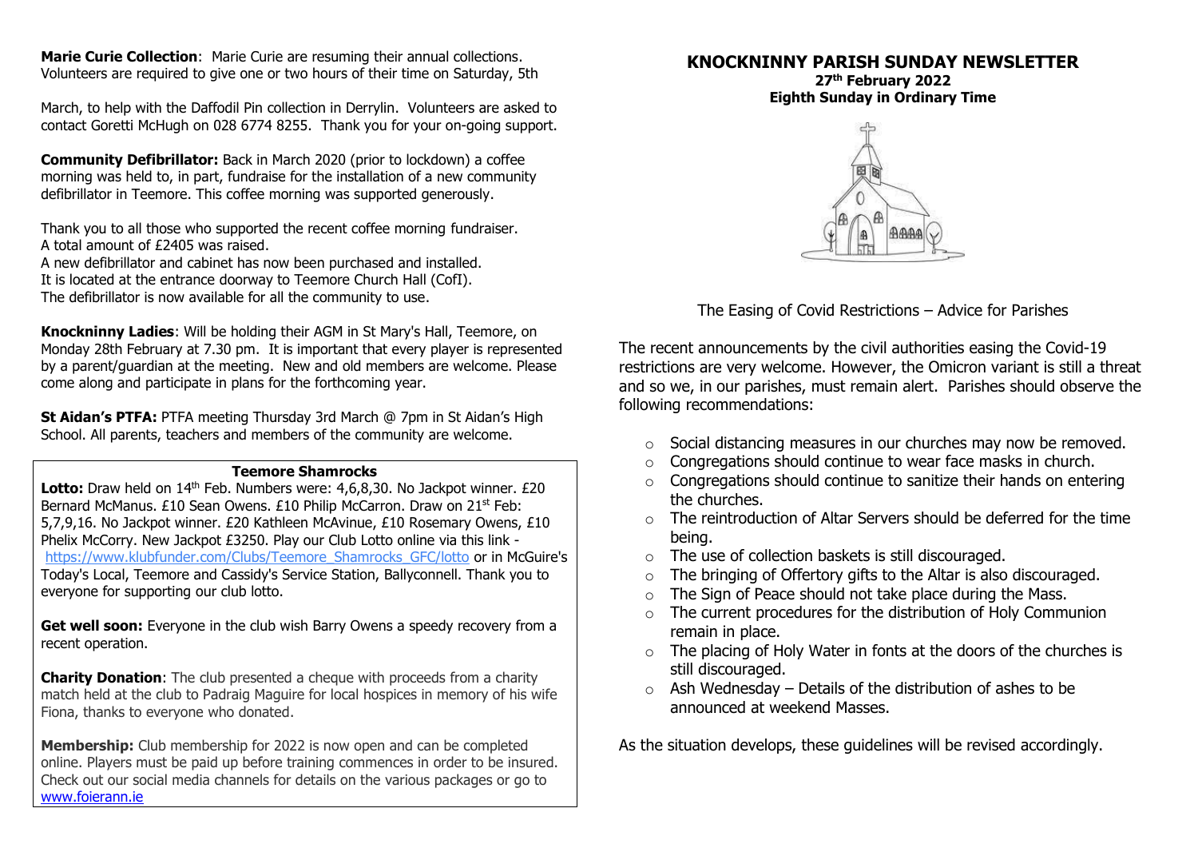**Marie Curie Collection**: Marie Curie are resuming their annual collections. Volunteers are required to give one or two hours of their time on Saturday, 5th

March, to help with the Daffodil Pin collection in Derrylin. Volunteers are asked to contact Goretti McHugh on 028 6774 8255. Thank you for your on-going support.

**Community Defibrillator:** Back in March 2020 (prior to lockdown) a coffee morning was held to, in part, fundraise for the installation of a new community defibrillator in Teemore. This coffee morning was supported generously.

Thank you to all those who supported the recent coffee morning fundraiser.
A total amount of £2405 was raised.
A new defibrillator and cabinet has now been purchased and installed.
It is located at the entrance doorway to Teemore Church Hall (CofI).
The defibrillator is now available for all the community to use.

**Knockninny Ladies**: Will be holding their AGM in St Mary's Hall, Teemore, on Monday 28th February at 7.30 pm. It is important that every player is represented by a parent/guardian at the meeting. New and old members are welcome. Please come along and participate in plans for the forthcoming year.

**St Aidan's PTFA:** PTFA meeting Thursday 3rd March @ 7pm in St Aidan's High School. All parents, teachers and members of the community are welcome.

### Teemore Shamrocks

**Lotto:** Draw held on 14th Feb. Numbers were: 4,6,8,30. No Jackpot winner. £20 Bernard McManus. £10 Sean Owens. £10 Philip McCarron. Draw on 21st Feb: 5,7,9,16. No Jackpot winner. £20 Kathleen McAvinue, £10 Rosemary Owens, £10 Phelix McCorry. New Jackpot £3250. Play our Club Lotto online via this link - https://www.klubfunder.com/Clubs/Teemore_Shamrocks_GFC/lotto or in McGuire's Today's Local, Teemore and Cassidy's Service Station, Ballyconnell. Thank you to everyone for supporting our club lotto.

**Get well soon:** Everyone in the club wish Barry Owens a speedy recovery from a recent operation.

**Charity Donation**: The club presented a cheque with proceeds from a charity match held at the club to Padraig Maguire for local hospices in memory of his wife Fiona, thanks to everyone who donated.

**Membership:** Club membership for 2022 is now open and can be completed online. Players must be paid up before training commences in order to be insured. Check out our social media channels for details on the various packages or go to www.foierann.ie

# KNOCKNINNY PARISH SUNDAY NEWSLETTER

**27th February 2022**
**Eighth Sunday in Ordinary Time**

## The Easing of Covid Restrictions – Advice for Parishes

The recent announcements by the civil authorities easing the Covid-19 restrictions are very welcome. However, the Omicron variant is still a threat and so we, in our parishes, must remain alert. Parishes should observe the following recommendations:

- Social distancing measures in our churches may now be removed.
- Congregations should continue to wear face masks in church.
- Congregations should continue to sanitize their hands on entering the churches.
- The reintroduction of Altar Servers should be deferred for the time being.
- The use of collection baskets is still discouraged.
- The bringing of Offertory gifts to the Altar is also discouraged.
- The Sign of Peace should not take place during the Mass.
- The current procedures for the distribution of Holy Communion remain in place.
- The placing of Holy Water in fonts at the doors of the churches is still discouraged.
- Ash Wednesday – Details of the distribution of ashes to be announced at weekend Masses.

As the situation develops, these guidelines will be revised accordingly.